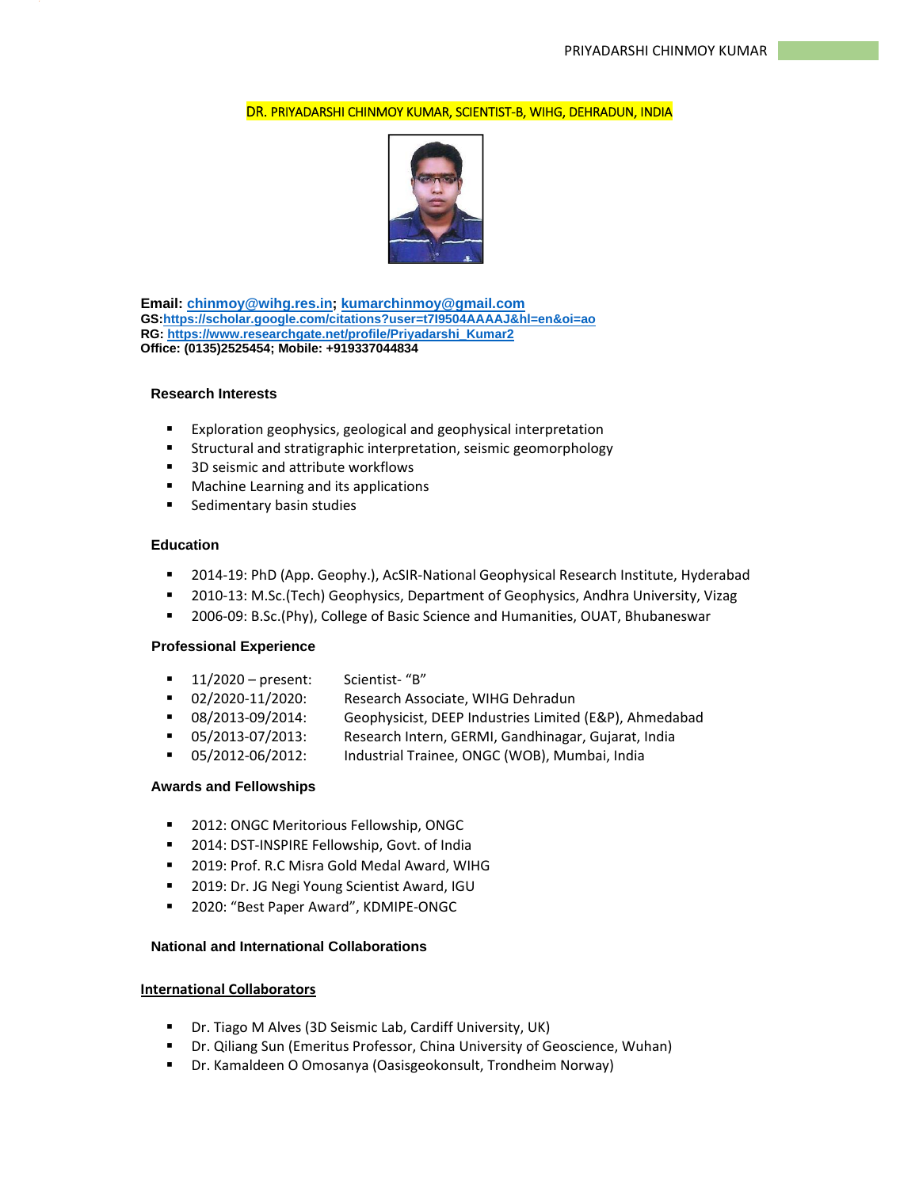# DR. PRIYADARSHI CHINMOY KUMAR, SCIENTIST-B, WIHG, DEHRADUN, INDIA

**Email: chinmoy@wihg.res.in; kumarchinmoy@gmail.com**
**GS:https://scholar.google.com/citations?user=t7I9504AAAAJ&hl=en&oi=ao**
**RG: https://www.researchgate.net/profile/Priyadarshi_Kumar2**
**Office: (0135)2525454; Mobile: +919337044834**

## Research Interests

- Exploration geophysics, geological and geophysical interpretation
- Structural and stratigraphic interpretation, seismic geomorphology
- 3D seismic and attribute workflows
- Machine Learning and its applications
- Sedimentary basin studies

## Education

- 2014-19: PhD (App. Geophy.), AcSIR-National Geophysical Research Institute, Hyderabad
- 2010-13: M.Sc.(Tech) Geophysics, Department of Geophysics, Andhra University, Vizag
- 2006-09: B.Sc.(Phy), College of Basic Science and Humanities, OUAT, Bhubaneswar

## Professional Experience

- 11/2020 – present: Scientist- "B"
- 02/2020-11/2020: Research Associate, WIHG Dehradun
- 08/2013-09/2014: Geophysicist, DEEP Industries Limited (E&P), Ahmedabad
- 05/2013-07/2013: Research Intern, GERMI, Gandhinagar, Gujarat, India
- 05/2012-06/2012: Industrial Trainee, ONGC (WOB), Mumbai, India

## Awards and Fellowships

- 2012: ONGC Meritorious Fellowship, ONGC
- 2014: DST-INSPIRE Fellowship, Govt. of India
- 2019: Prof. R.C Misra Gold Medal Award, WIHG
- 2019: Dr. JG Negi Young Scientist Award, IGU
- 2020: "Best Paper Award", KDMIPE-ONGC

## National and International Collaborations

### International Collaborators

- Dr. Tiago M Alves (3D Seismic Lab, Cardiff University, UK)
- Dr. Qiliang Sun (Emeritus Professor, China University of Geoscience, Wuhan)
- Dr. Kamaldeen O Omosanya (Oasisgeokonsult, Trondheim Norway)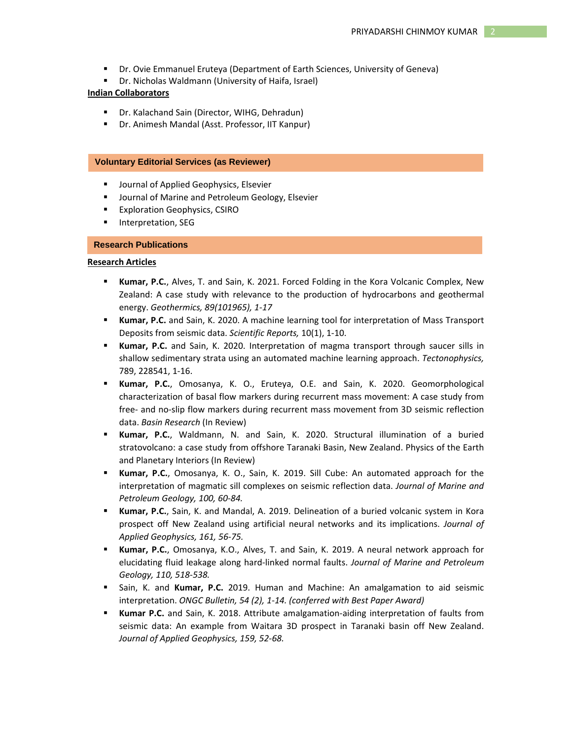- Dr. Ovie Emmanuel Eruteya (Department of Earth Sciences, University of Geneva)
- Dr. Nicholas Waldmann (University of Haifa, Israel)

**Indian Collaborators**

- Dr. Kalachand Sain (Director, WIHG, Dehradun)
- Dr. Animesh Mandal (Asst. Professor, IIT Kanpur)

## Voluntary Editorial Services (as Reviewer)

- Journal of Applied Geophysics, Elsevier
- Journal of Marine and Petroleum Geology, Elsevier
- Exploration Geophysics, CSIRO
- Interpretation, SEG

## Research Publications

**Research Articles**

- **Kumar, P.C.**, Alves, T. and Sain, K. 2021. Forced Folding in the Kora Volcanic Complex, New Zealand: A case study with relevance to the production of hydrocarbons and geothermal energy. *Geothermics, 89(101965), 1-17*
- **Kumar, P.C.** and Sain, K. 2020. A machine learning tool for interpretation of Mass Transport Deposits from seismic data. *Scientific Reports,* 10(1), 1-10.
- **Kumar, P.C.** and Sain, K. 2020. Interpretation of magma transport through saucer sills in shallow sedimentary strata using an automated machine learning approach. *Tectonophysics,* 789, 228541, 1-16.
- **Kumar, P.C.**, Omosanya, K. O., Eruteya, O.E. and Sain, K. 2020. Geomorphological characterization of basal flow markers during recurrent mass movement: A case study from free- and no-slip flow markers during recurrent mass movement from 3D seismic reflection data. *Basin Research* (In Review)
- **Kumar, P.C.**, Waldmann, N. and Sain, K. 2020. Structural illumination of a buried stratovolcano: a case study from offshore Taranaki Basin, New Zealand. Physics of the Earth and Planetary Interiors (In Review)
- **Kumar, P.C.**, Omosanya, K. O., Sain, K. 2019. Sill Cube: An automated approach for the interpretation of magmatic sill complexes on seismic reflection data. *Journal of Marine and Petroleum Geology, 100, 60-84.*
- **Kumar, P.C.**, Sain, K. and Mandal, A. 2019. Delineation of a buried volcanic system in Kora prospect off New Zealand using artificial neural networks and its implications. *Journal of Applied Geophysics, 161, 56-75.*
- **Kumar, P.C.**, Omosanya, K.O., Alves, T. and Sain, K. 2019. A neural network approach for elucidating fluid leakage along hard-linked normal faults. *Journal of Marine and Petroleum Geology, 110, 518-538.*
- Sain, K. and **Kumar, P.C.** 2019. Human and Machine: An amalgamation to aid seismic interpretation. *ONGC Bulletin, 54 (2), 1-14. (conferred with Best Paper Award)*
- **Kumar P.C.** and Sain, K. 2018. Attribute amalgamation-aiding interpretation of faults from seismic data: An example from Waitara 3D prospect in Taranaki basin off New Zealand. *Journal of Applied Geophysics, 159, 52-68.*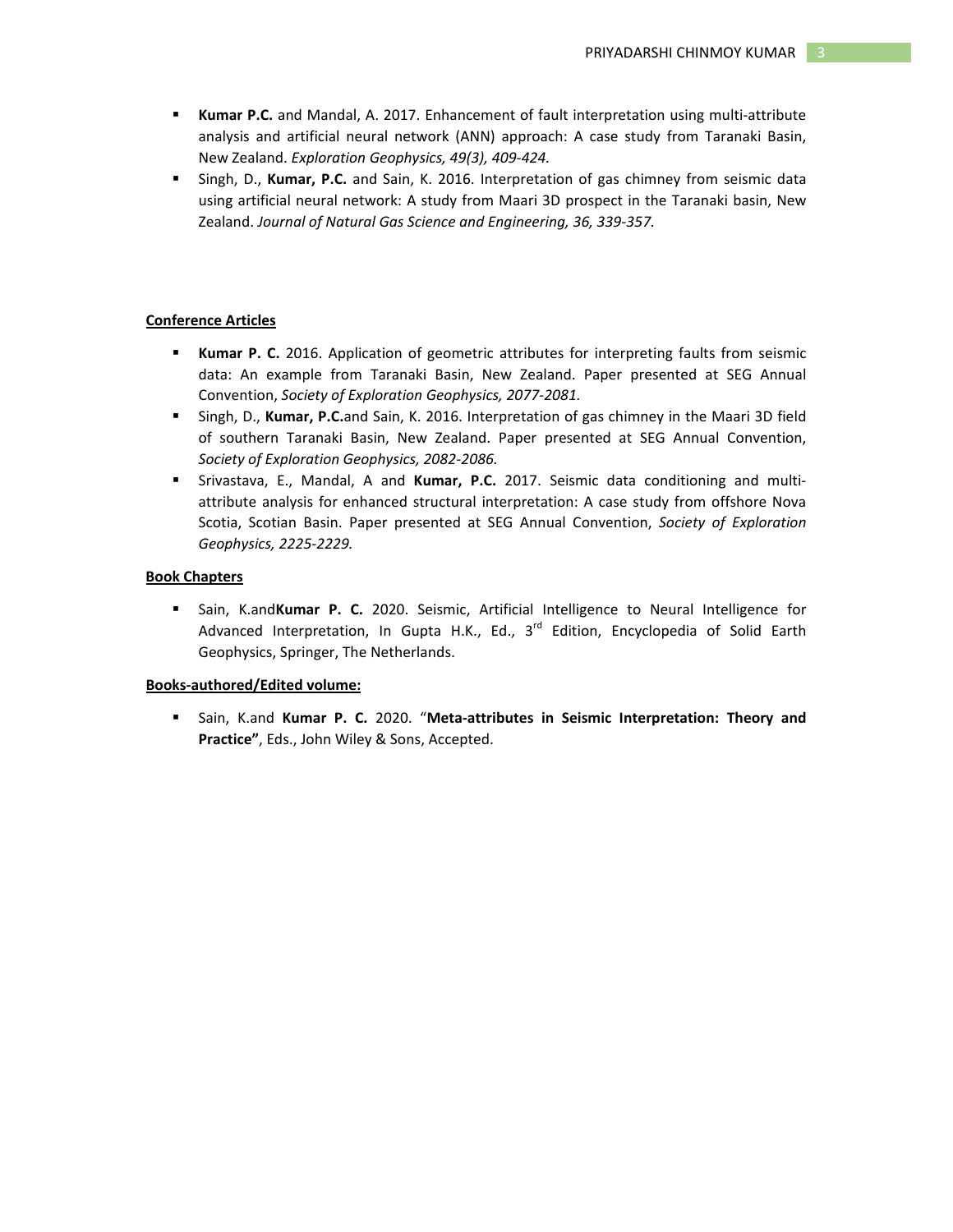- **Kumar P.C.** and Mandal, A. 2017. Enhancement of fault interpretation using multi-attribute analysis and artificial neural network (ANN) approach: A case study from Taranaki Basin, New Zealand. *Exploration Geophysics, 49(3), 409-424.*
- Singh, D., **Kumar, P.C.** and Sain, K. 2016. Interpretation of gas chimney from seismic data using artificial neural network: A study from Maari 3D prospect in the Taranaki basin, New Zealand. *Journal of Natural Gas Science and Engineering, 36, 339-357.*

**Conference Articles**

- **Kumar P. C.** 2016. Application of geometric attributes for interpreting faults from seismic data: An example from Taranaki Basin, New Zealand. Paper presented at SEG Annual Convention, *Society of Exploration Geophysics, 2077-2081.*
- Singh, D., **Kumar, P.C.**and Sain, K. 2016. Interpretation of gas chimney in the Maari 3D field of southern Taranaki Basin, New Zealand. Paper presented at SEG Annual Convention, *Society of Exploration Geophysics, 2082-2086.*
- Srivastava, E., Mandal, A and **Kumar, P.C.** 2017. Seismic data conditioning and multi-attribute analysis for enhanced structural interpretation: A case study from offshore Nova Scotia, Scotian Basin. Paper presented at SEG Annual Convention, *Society of Exploration Geophysics, 2225-2229.*

**Book Chapters**

- Sain, K.and**Kumar P. C.** 2020. Seismic, Artificial Intelligence to Neural Intelligence for Advanced Interpretation, In Gupta H.K., Ed., 3rd Edition, Encyclopedia of Solid Earth Geophysics, Springer, The Netherlands.

**Books-authored/Edited volume:**

- Sain, K.and **Kumar P. C.** 2020. "**Meta-attributes in Seismic Interpretation: Theory and Practice"**, Eds., John Wiley & Sons, Accepted.